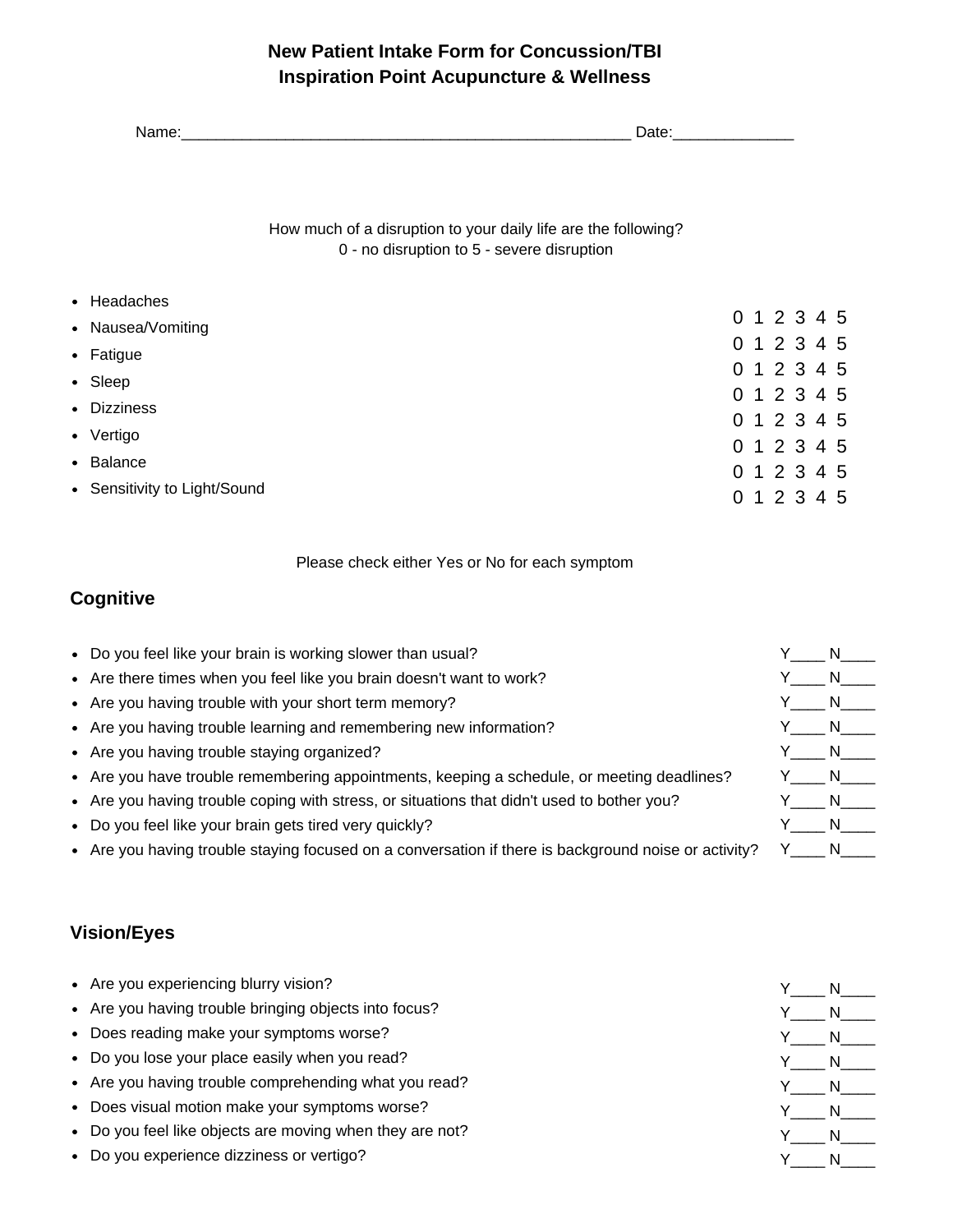# New Patient Intake Form for Concussion/TBI
# Inspiration Point Acupuncture & Wellness

Name:_______________________________________________________ Date:______________

How much of a disruption to your daily life are the following?
0 - no disruption to 5 - severe disruption

| Symptom | Rating |
| --- | --- |
| Headaches | 0 1 2 3 4 5 |
| Nausea/Vomiting | 0 1 2 3 4 5 |
| Fatigue | 0 1 2 3 4 5 |
| Sleep | 0 1 2 3 4 5 |
| Dizziness | 0 1 2 3 4 5 |
| Vertigo | 0 1 2 3 4 5 |
| Balance | 0 1 2 3 4 5 |
| Sensitivity to Light/Sound | 0 1 2 3 4 5 |

Please check either Yes or No for each symptom

## Cognitive

- Do you feel like your brain is working slower than usual? Y____ N____
- Are there times when you feel like you brain doesn't want to work? Y____ N____
- Are you having trouble with your short term memory? Y____ N____
- Are you having trouble learning and remembering new information? Y____ N____
- Are you having trouble staying organized? Y____ N____
- Are you have trouble remembering appointments, keeping a schedule, or meeting deadlines? Y____ N____
- Are you having trouble coping with stress, or situations that didn't used to bother you? Y____ N____
- Do you feel like your brain gets tired very quickly? Y____ N____
- Are you having trouble staying focused on a conversation if there is background noise or activity? Y____ N____

## Vision/Eyes

- Are you experiencing blurry vision? Y____ N____
- Are you having trouble bringing objects into focus? Y____ N____
- Does reading make your symptoms worse? Y____ N____
- Do you lose your place easily when you read? Y____ N____
- Are you having trouble comprehending what you read? Y____ N____
- Does visual motion make your symptoms worse? Y____ N____
- Do you feel like objects are moving when they are not? Y____ N____
- Do you experience dizziness or vertigo? Y____ N____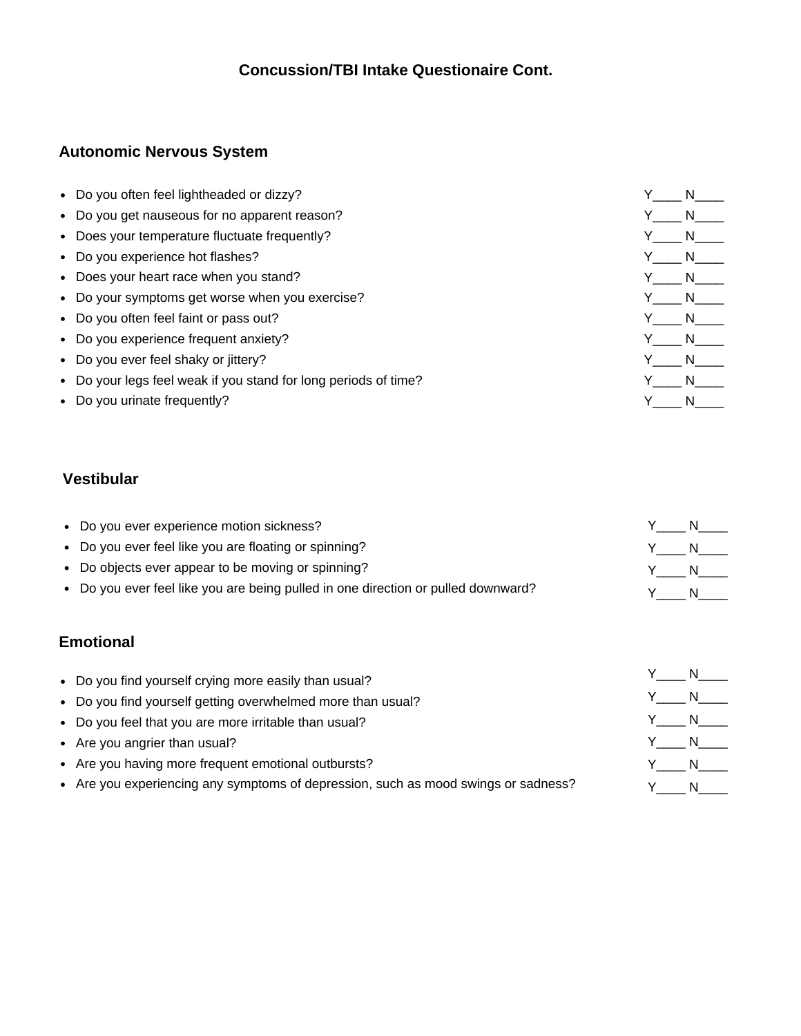# Concussion/TBI Intake Questionaire Cont.

## Autonomic Nervous System

- Do you often feel lightheaded or dizzy? Y____ N____
- Do you get nauseous for no apparent reason? Y____ N____
- Does your temperature fluctuate frequently? Y____ N____
- Do you experience hot flashes? Y____ N____
- Does your heart race when you stand? Y____ N____
- Do your symptoms get worse when you exercise? Y____ N____
- Do you often feel faint or pass out? Y____ N____
- Do you experience frequent anxiety? Y____ N____
- Do you ever feel shaky or jittery? Y____ N____
- Do your legs feel weak if you stand for long periods of time? Y____ N____
- Do you urinate frequently? Y____ N____

## Vestibular

- Do you ever experience motion sickness? Y____ N____
- Do you ever feel like you are floating or spinning? Y____ N____
- Do objects ever appear to be moving or spinning? Y____ N____
- Do you ever feel like you are being pulled in one direction or pulled downward? Y____ N____

## Emotional

- Do you find yourself crying more easily than usual? Y____ N____
- Do you find yourself getting overwhelmed more than usual? Y____ N____
- Do you feel that you are more irritable than usual? Y____ N____
- Are you angrier than usual? Y____ N____
- Are you having more frequent emotional outbursts? Y____ N____
- Are you experiencing any symptoms of depression, such as mood swings or sadness? Y____ N____